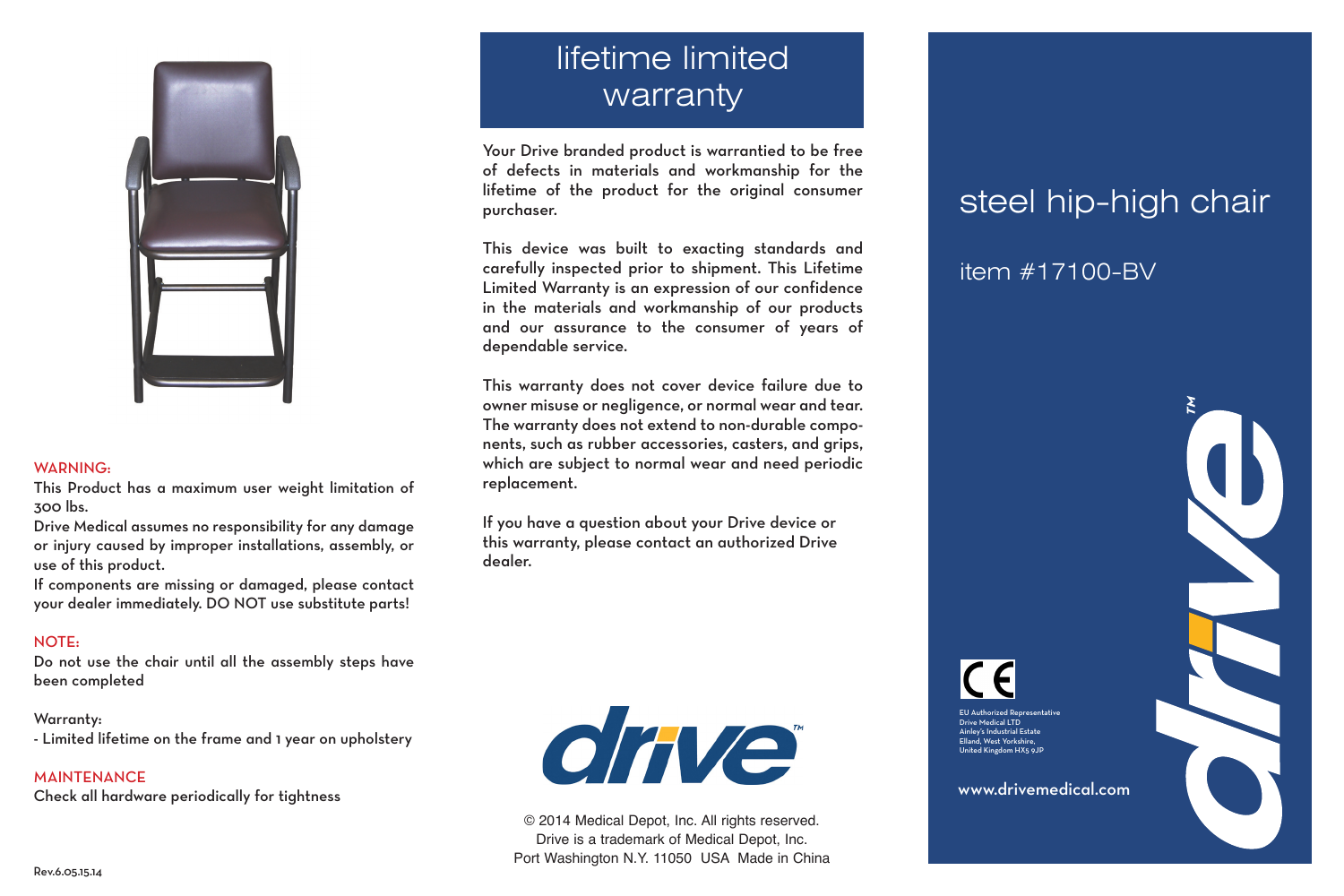**WARNING:**

This Product has a maximum user weight limitation of 300 lbs.

Drive Medical assumes no responsibility for any damage or injury caused by improper installations, assembly, or use of this product.

If components are missing or damaged, please contact your dealer immediately. DO NOT use substitute parts!

**NOTE:**

Do not use the chair until all the assembly steps have been completed

Warranty:

- Limited lifetime on the frame and 1 year on upholstery

**MAINTENANCE**

Check all hardware periodically for tightness

Rev.6.05.15.14

# lifetime limited warranty

Your Drive branded product is warrantied to be free of defects in materials and workmanship for the lifetime of the product for the original consumer purchaser.

This device was built to exacting standards and carefully inspected prior to shipment. This Lifetime Limited Warranty is an expression of our confidence in the materials and workmanship of our products and our assurance to the consumer of years of dependable service.

This warranty does not cover device failure due to owner misuse or negligence, or normal wear and tear. The warranty does not extend to non-durable components, such as rubber accessories, casters, and grips, which are subject to normal wear and need periodic replacement.

If you have a question about your Drive device or this warranty, please contact an authorized Drive dealer.

drive™

© 2014 Medical Depot, Inc. All rights reserved.
Drive is a trademark of Medical Depot, Inc.
Port Washington N.Y. 11050 USA Made in China

# steel hip-high chair

## item #17100-BV

CE

EU Authorized Representative
Drive Medical LTD
Ainley's Industrial Estate
Elland, West Yorkshire,
United Kingdom HX5 9JP

www.drivemedical.com

drive™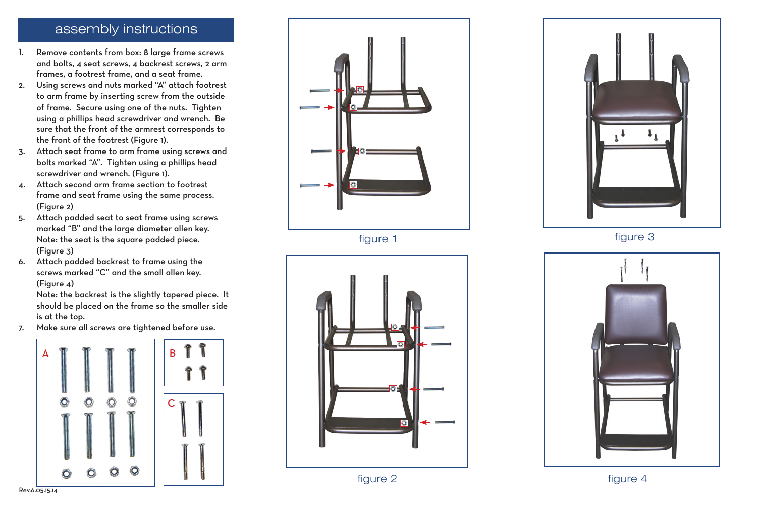## assembly instructions

1. Remove contents from box: 8 large frame screws and bolts, 4 seat screws, 4 backrest screws, 2 arm frames, a footrest frame, and a seat frame.
2. Using screws and nuts marked "A" attach footrest to arm frame by inserting screw from the outside of frame. Secure using one of the nuts. Tighten using a phillips head screwdriver and wrench. Be sure that the front of the armrest corresponds to the front of the footrest (Figure 1).
3. Attach seat frame to arm frame using screws and bolts marked "A". Tighten using a phillips head screwdriver and wrench. (Figure 1).
4. Attach second arm frame section to footrest frame and seat frame using the same process. (Figure 2)
5. Attach padded seat to seat frame using screws marked "B" and the large diameter allen key. Note: the seat is the square padded piece. (Figure 3)
6. Attach padded backrest to frame using the screws marked "C" and the small allen key. (Figure 4)
   Note: the backrest is the slightly tapered piece. It should be placed on the frame so the smaller side is at the top.
7. Make sure all screws are tightened before use.

A

B

C

Rev.6.05.15.14

figure 1

figure 2

figure 3

figure 4